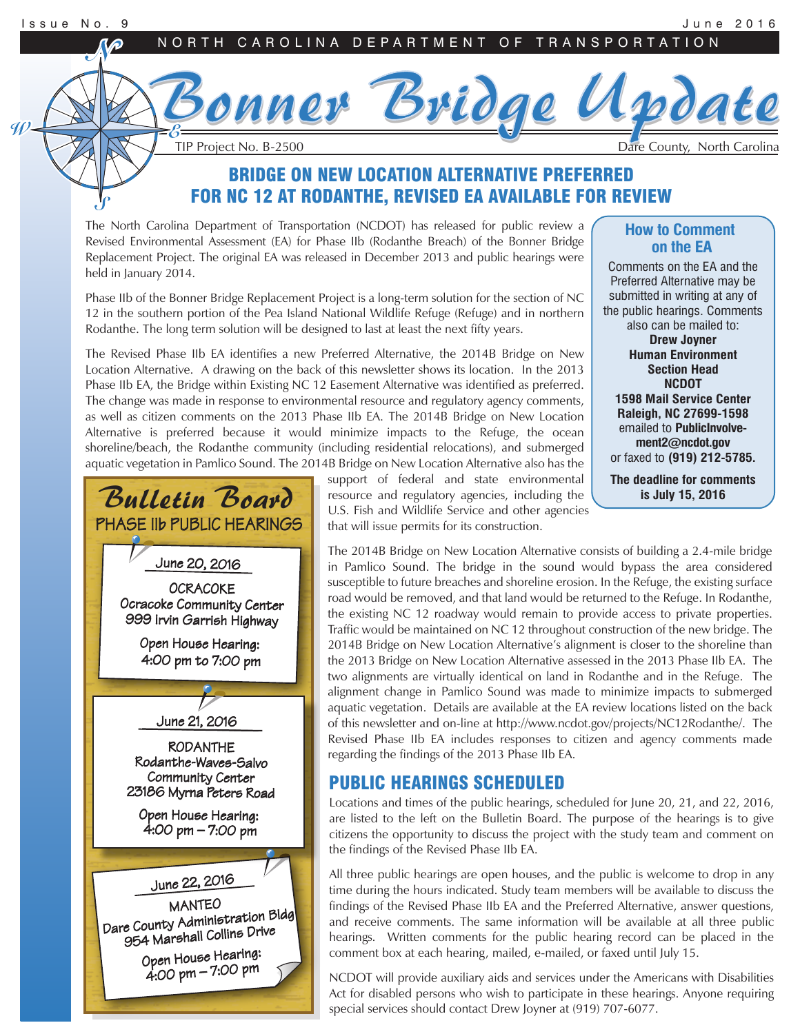# Bonner Bridge Update

NORTH CAROLINA DEPARTMENT OF TRANSPORTATION

TIP Project No. B-2500 — Dare County, North Carolina

## BRIDGE ON NEW LOCATION ALTERNATIVE PREFERRED FOR NC 12 AT RODANTHE, REVISED EA AVAILABLE FOR REVIEW

The North Carolina Department of Transportation (NCDOT) has released for public review a Revised Environmental Assessment (EA) for Phase IIb (Rodanthe Breach) of the Bonner Bridge Replacement Project. The original EA was released in December 2013 and public hearings were held in January 2014.

Phase IIb of the Bonner Bridge Replacement Project is a long-term solution for the section of NC 12 in the southern portion of the Pea Island National Wildlife Refuge (Refuge) and in northern Rodanthe. The long term solution will be designed to last at least the next fifty years.

The Revised Phase IIb EA identifies a new Preferred Alternative, the 2014B Bridge on New Location Alternative. A drawing on the back of this newsletter shows its location. In the 2013 Phase IIb EA, the Bridge within Existing NC 12 Easement Alternative was identified as preferred. The change was made in response to environmental resource and regulatory agency comments, as well as citizen comments on the 2013 Phase IIb EA. The 2014B Bridge on New Location Alternative is preferred because it would minimize impacts to the Refuge, the ocean shoreline/beach, the Rodanthe community (including residential relocations), and submerged aquatic vegetation in Pamlico Sound. The 2014B Bridge on New Location Alternative also has the support of federal and state environmental resource and regulatory agencies, including the U.S. Fish and Wildlife Service and other agencies that will issue permits for its construction.

The 2014B Bridge on New Location Alternative consists of building a 2.4-mile bridge in Pamlico Sound. The bridge in the sound would bypass the area considered susceptible to future breaches and shoreline erosion. In the Refuge, the existing surface road would be removed, and that land would be returned to the Refuge. In Rodanthe, the existing NC 12 roadway would remain to provide access to private properties. Traffic would be maintained on NC 12 throughout construction of the new bridge. The 2014B Bridge on New Location Alternative's alignment is closer to the shoreline than the 2013 Bridge on New Location Alternative assessed in the 2013 Phase IIb EA. The two alignments are virtually identical on land in Rodanthe and in the Refuge. The alignment change in Pamlico Sound was made to minimize impacts to submerged aquatic vegetation. Details are available at the EA review locations listed on the back of this newsletter and on-line at http://www.ncdot.gov/projects/NC12Rodanthe/. The Revised Phase IIb EA includes responses to citizen and agency comments made regarding the findings of the 2013 Phase IIb EA.

### How to Comment on the EA

Comments on the EA and the Preferred Alternative may be submitted in writing at any of the public hearings. Comments also can be mailed to:

**Drew Joyner**
**Human Environment Section Head**
**NCDOT**
**1598 Mail Service Center**
**Raleigh, NC 27699-1598**

emailed to **PublicInvolvement2@ncdot.gov**
or faxed to **(919) 212-5785.**

**The deadline for comments is July 15, 2016**

### Bulletin Board

**PHASE IIb PUBLIC HEARINGS**

**June 20, 2016**
OCRACOKE
Ocracoke Community Center
999 Irvin Garrish Highway
Open House Hearing:
4:00 pm to 7:00 pm

**June 21, 2016**
RODANTHE
Rodanthe-Waves-Salvo Community Center
23186 Myrna Peters Road
Open House Hearing:
4:00 pm – 7:00 pm

**June 22, 2016**
MANTEO
Dare County Administration Bldg
954 Marshall Collins Drive
Open House Hearing:
4:00 pm – 7:00 pm

## PUBLIC HEARINGS SCHEDULED

Locations and times of the public hearings, scheduled for June 20, 21, and 22, 2016, are listed to the left on the Bulletin Board. The purpose of the hearings is to give citizens the opportunity to discuss the project with the study team and comment on the findings of the Revised Phase IIb EA.

All three public hearings are open houses, and the public is welcome to drop in any time during the hours indicated. Study team members will be available to discuss the findings of the Revised Phase IIb EA and the Preferred Alternative, answer questions, and receive comments. The same information will be available at all three public hearings. Written comments for the public hearing record can be placed in the comment box at each hearing, mailed, e-mailed, or faxed until July 15.

NCDOT will provide auxiliary aids and services under the Americans with Disabilities Act for disabled persons who wish to participate in these hearings. Anyone requiring special services should contact Drew Joyner at (919) 707-6077.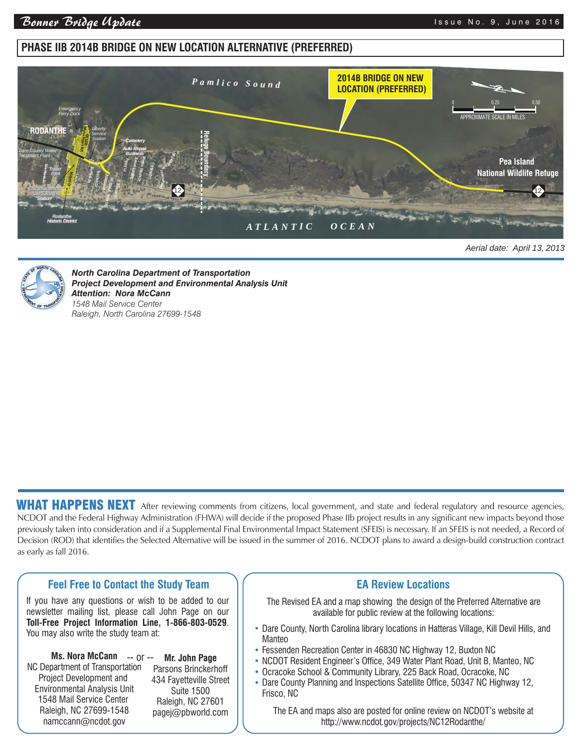## PHASE IIB 2014B BRIDGE ON NEW LOCATION ALTERNATIVE (PREFERRED)

Pamlico Sound

2014B BRIDGE ON NEW LOCATION (PREFERRED)

0 0.25 0.50
APPROXIMATE SCALE IN MILES

RODANTHE

Refuge Boundary

Pea Island National Wildlife Refuge

ATLANTIC OCEAN

*Aerial date: April 13, 2013*

***North Carolina Department of Transportation***
***Project Development and Environmental Analysis Unit***
***Attention: Nora McCann***
*1548 Mail Service Center*
*Raleigh, North Carolina 27699-1548*

**WHAT HAPPENS NEXT** After reviewing comments from citizens, local government, and state and federal regulatory and resource agencies, NCDOT and the Federal Highway Administration (FHWA) will decide if the proposed Phase IIb project results in any significant new impacts beyond those previously taken into consideration and if a Supplemental Final Environmental Impact Statement (SFEIS) is necessary. If an SFEIS is not needed, a Record of Decision (ROD) that identifies the Selected Alternative will be issued in the summer of 2016. NCDOT plans to award a design-build construction contract as early as fall 2016.

### Feel Free to Contact the Study Team

If you have any questions or wish to be added to our newsletter mailing list, please call John Page on our **Toll-Free Project Information Line, 1-866-803-0529**. You may also write the study team at:

**Ms. Nora McCann**
NC Department of Transportation
Project Development and
Environmental Analysis Unit
1548 Mail Service Center
Raleigh, NC 27699-1548
namccann@ncdot.gov

-- or --

**Mr. John Page**
Parsons Brinckerhoff
434 Fayetteville Street
Suite 1500
Raleigh, NC 27601
pagej@pbworld.com

### EA Review Locations

The Revised EA and a map showing the design of the Preferred Alternative are available for public review at the following locations:

- Dare County, North Carolina library locations in Hatteras Village, Kill Devil Hills, and Manteo
- Fessenden Recreation Center in 46830 NC Highway 12, Buxton NC
- NCDOT Resident Engineer's Office, 349 Water Plant Road, Unit B, Manteo, NC
- Ocracoke School & Community Library, 225 Back Road, Ocracoke, NC
- Dare County Planning and Inspections Satellite Office, 50347 NC Highway 12, Frisco, NC

The EA and maps also are posted for online review on NCDOT's website at http://www.ncdot.gov/projects/NC12Rodanthe/